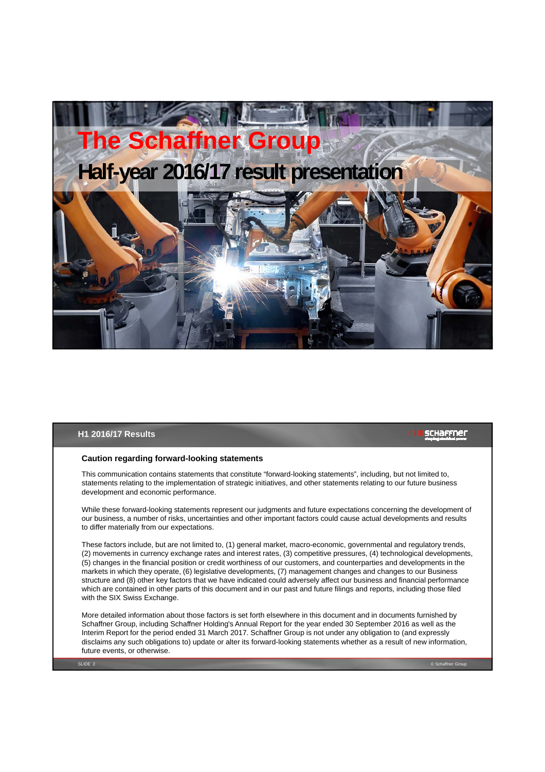# The Schaffner Group

## Half-year 2016/17 result presentation

## H1 2016/17 Results

### Caution regarding forward-looking statements

This communication contains statements that constitute "forward-looking statements", including, but not limited to, statements relating to the implementation of strategic initiatives, and other statements relating to our future business development and economic performance.

While these forward-looking statements represent our judgments and future expectations concerning the development of our business, a number of risks, uncertainties and other important factors could cause actual developments and results to differ materially from our expectations.

These factors include, but are not limited to, (1) general market, macro-economic, governmental and regulatory trends, (2) movements in currency exchange rates and interest rates, (3) competitive pressures, (4) technological developments, (5) changes in the financial position or credit worthiness of our customers, and counterparties and developments in the markets in which they operate, (6) legislative developments, (7) management changes and changes to our Business structure and (8) other key factors that we have indicated could adversely affect our business and financial performance which are contained in other parts of this document and in our past and future filings and reports, including those filed with the SIX Swiss Exchange.

More detailed information about those factors is set forth elsewhere in this document and in documents furnished by Schaffner Group, including Schaffner Holding's Annual Report for the year ended 30 September 2016 as well as the Interim Report for the period ended 31 March 2017. Schaffner Group is not under any obligation to (and expressly disclaims any such obligations to) update or alter its forward-looking statements whether as a result of new information, future events, or otherwise.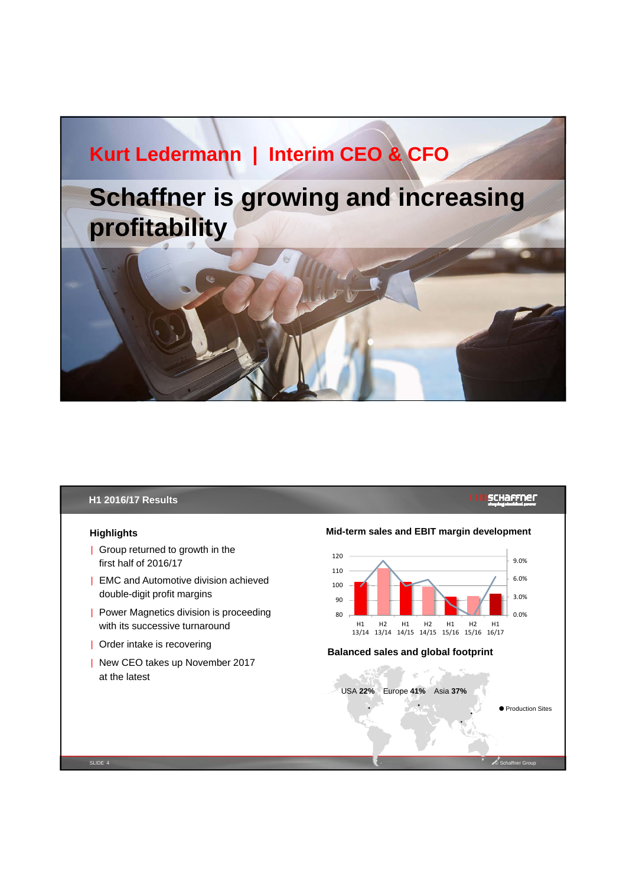# Kurt Ledermann | Interim CEO & CFO

## Schaffner is growing and increasing profitability

## H1 2016/17 Results

### Highlights

- Group returned to growth in the first half of 2016/17
- EMC and Automotive division achieved double-digit profit margins
- Power Magnetics division is proceeding with its successive turnaround
- Order intake is recovering
- New CEO takes up November 2017 at the latest

### Mid-term sales and EBIT margin development

H1 13/14, H2 13/14, H1 14/15, H2 14/15, H1 15/16, H2 15/16, H1 16/17

### Balanced sales and global footprint

USA **22%** Europe **41%** Asia **37%**

● Production Sites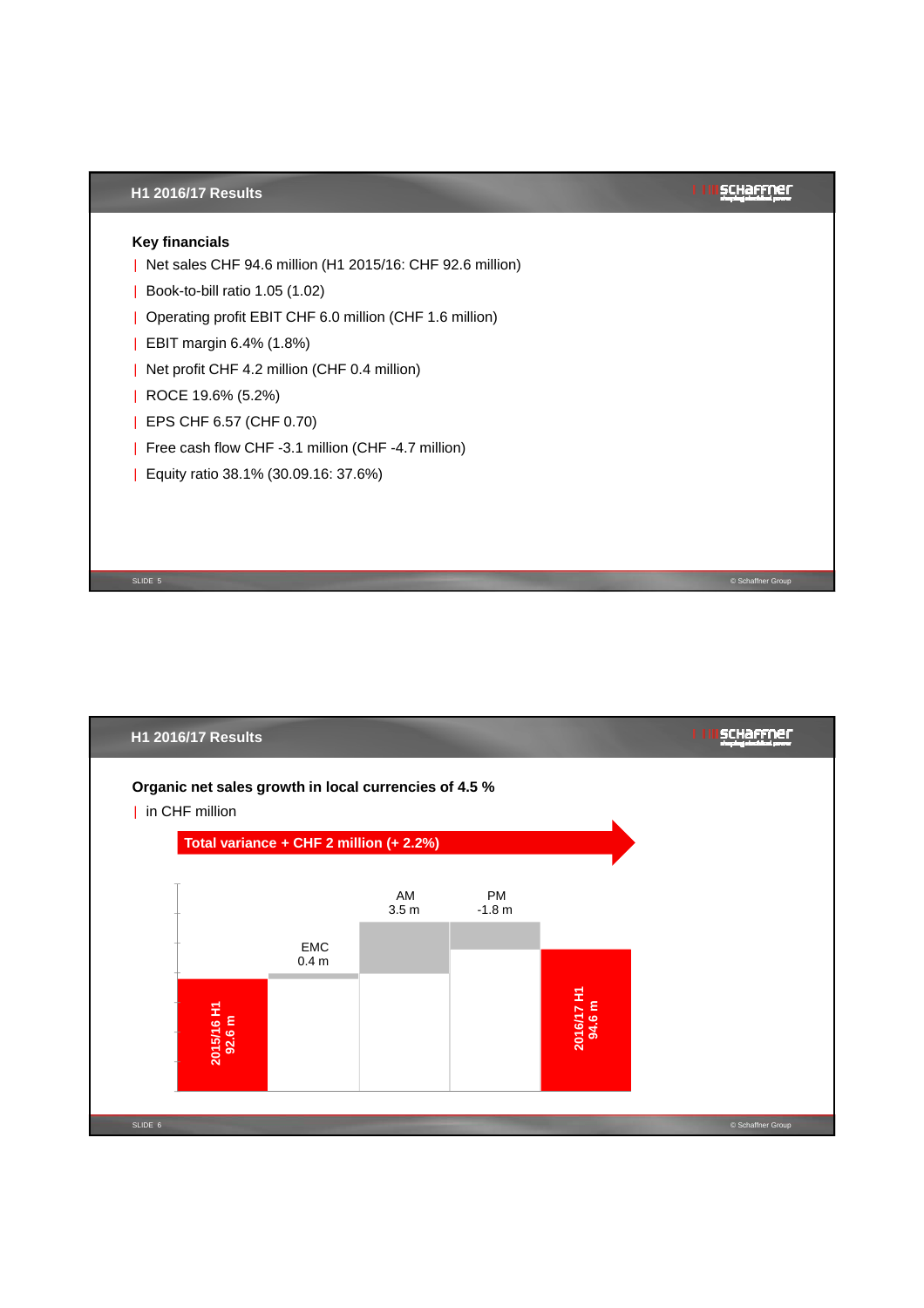## H1 2016/17 Results

### Key financials

- Net sales CHF 94.6 million (H1 2015/16: CHF 92.6 million)
- Book-to-bill ratio 1.05 (1.02)
- Operating profit EBIT CHF 6.0 million (CHF 1.6 million)
- EBIT margin 6.4% (1.8%)
- Net profit CHF 4.2 million (CHF 0.4 million)
- ROCE 19.6% (5.2%)
- EPS CHF 6.57 (CHF 0.70)
- Free cash flow CHF -3.1 million (CHF -4.7 million)
- Equity ratio 38.1% (30.09.16: 37.6%)

## H1 2016/17 Results

### Organic net sales growth in local currencies of 4.5 %

- in CHF million

**Total variance + CHF 2 million (+ 2.2%)**

| | |
|---|---|
| 2015/16 H1 | 92.6 m |
| EMC | 0.4 m |
| AM | 3.5 m |
| PM | -1.8 m |
| 2016/17 H1 | 94.6 m |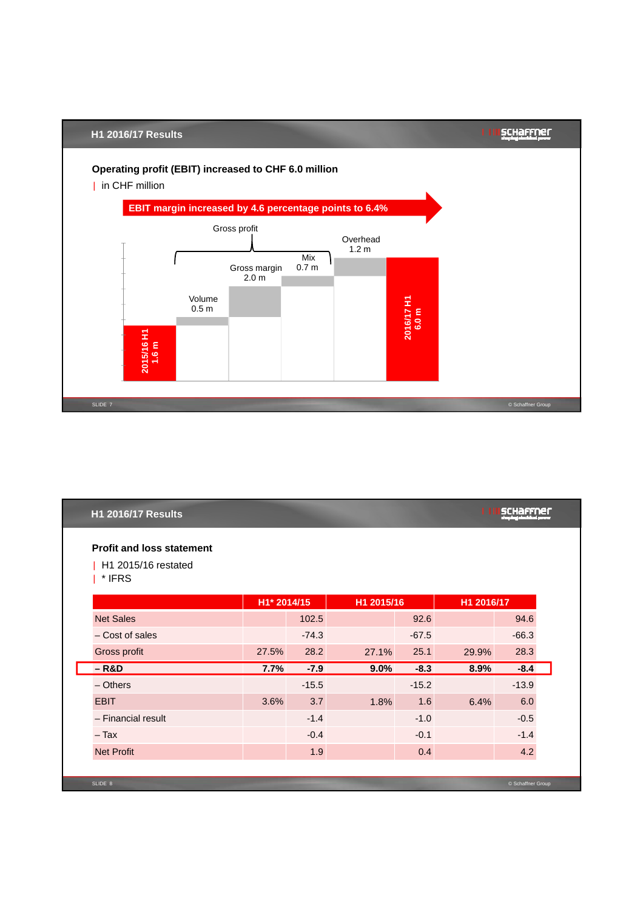## H1 2016/17 Results

### Operating profit (EBIT) increased to CHF 6.0 million

| in CHF million

**EBIT margin increased by 4.6 percentage points to 6.4%**

Gross profit

- 2015/16 H1: 1.6 m
- Volume: 0.5 m
- Gross margin: 2.0 m
- Mix: 0.7 m
- Overhead: 1.2 m
- 2016/17 H1: 6.0 m

## H1 2016/17 Results

### Profit and loss statement

| H1 2015/16 restated
| * IFRS

| | H1* 2014/15 | | H1 2015/16 | | H1 2016/17 | |
|---|---|---|---|---|---|---|
| Net Sales | | 102.5 | | 92.6 | | 94.6 |
| – Cost of sales | | -74.3 | | -67.5 | | -66.3 |
| Gross profit | 27.5% | 28.2 | 27.1% | 25.1 | 29.9% | 28.3 |
| **– R&D** | **7.7%** | **-7.9** | **9.0%** | **-8.3** | **8.9%** | **-8.4** |
| – Others | | -15.5 | | -15.2 | | -13.9 |
| EBIT | 3.6% | 3.7 | 1.8% | 1.6 | 6.4% | 6.0 |
| – Financial result | | -1.4 | | -1.0 | | -0.5 |
| – Tax | | -0.4 | | -0.1 | | -1.4 |
| Net Profit | | 1.9 | | 0.4 | | 4.2 |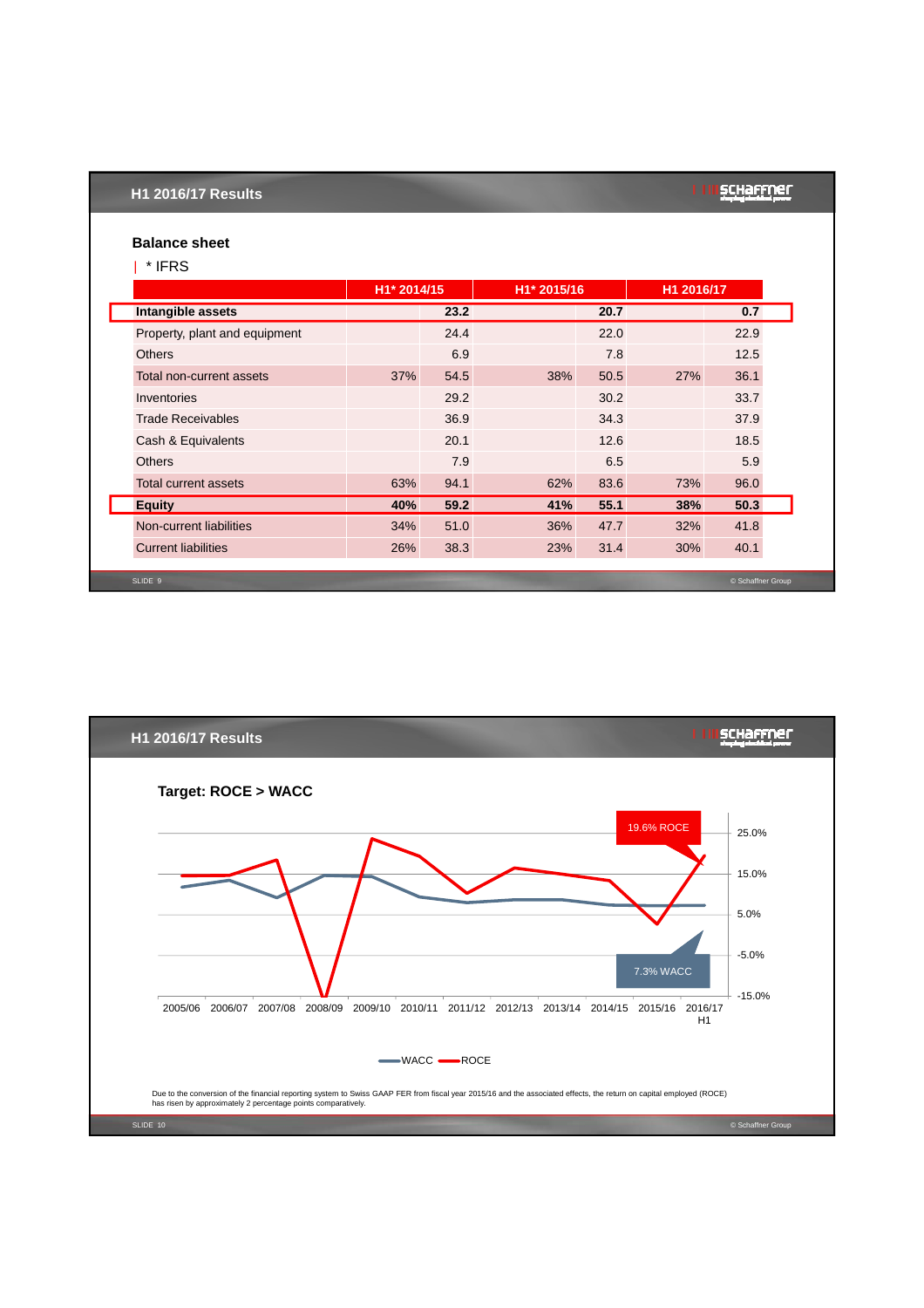## H1 2016/17 Results

### Balance sheet

| * IFRS

| | H1* 2014/15 | | H1* 2015/16 | | H1 2016/17 | |
|---|---|---|---|---|---|---|
| **Intangible assets** | | **23.2** | | **20.7** | | **0.7** |
| Property, plant and equipment | | 24.4 | | 22.0 | | 22.9 |
| Others | | 6.9 | | 7.8 | | 12.5 |
| Total non-current assets | 37% | 54.5 | 38% | 50.5 | 27% | 36.1 |
| Inventories | | 29.2 | | 30.2 | | 33.7 |
| Trade Receivables | | 36.9 | | 34.3 | | 37.9 |
| Cash & Equivalents | | 20.1 | | 12.6 | | 18.5 |
| Others | | 7.9 | | 6.5 | | 5.9 |
| Total current assets | 63% | 94.1 | 62% | 83.6 | 73% | 96.0 |
| **Equity** | **40%** | **59.2** | **41%** | **55.1** | **38%** | **50.3** |
| Non-current liabilities | 34% | 51.0 | 36% | 47.7 | 32% | 41.8 |
| Current liabilities | 26% | 38.3 | 23% | 31.4 | 30% | 40.1 |

## H1 2016/17 Results

### Target: ROCE > WACC

19.6% ROCE

7.3% WACC

2005/06, 2006/07, 2007/08, 2008/09, 2009/10, 2010/11, 2011/12, 2012/13, 2013/14, 2014/15, 2015/16, 2016/17 H1

25.0%, 15.0%, 5.0%, -5.0%, -15.0%

WACC, ROCE

Due to the conversion of the financial reporting system to Swiss GAAP FER from fiscal year 2015/16 and the associated effects, the return on capital employed (ROCE) has risen by approximately 2 percentage points comparatively.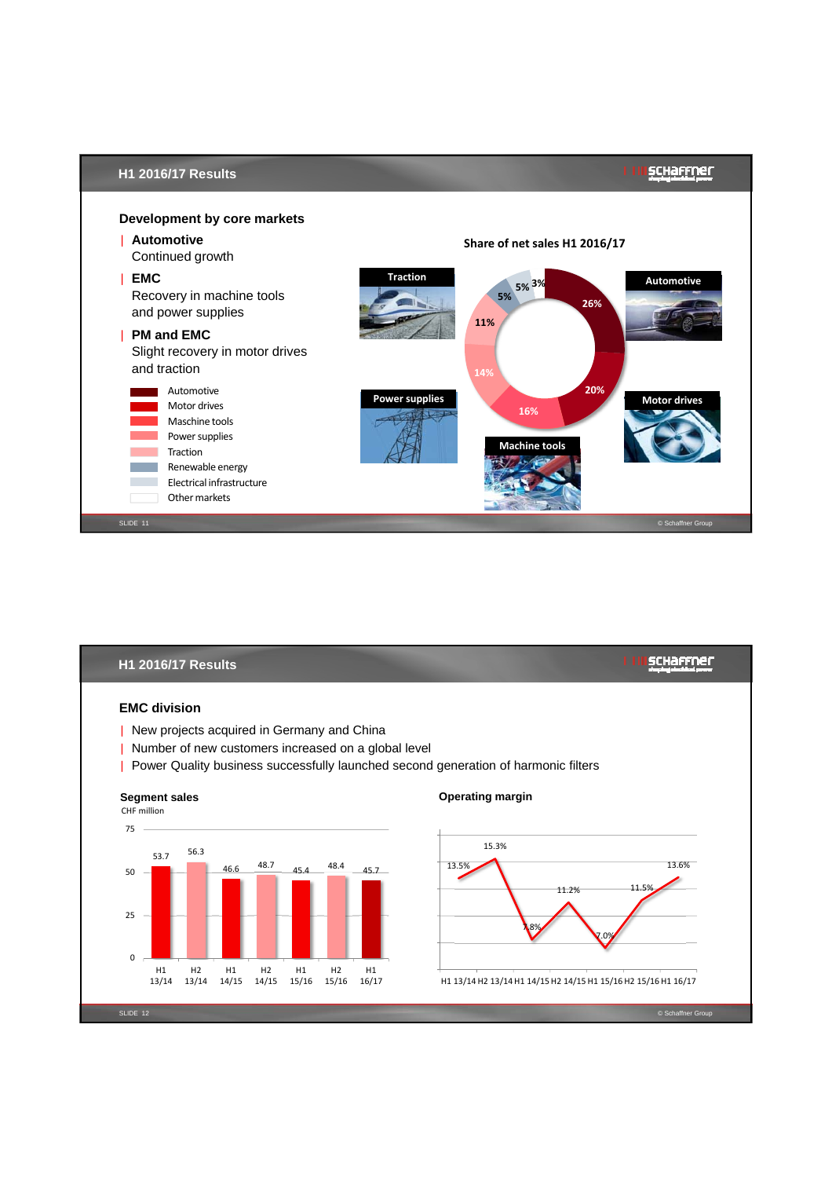## H1 2016/17 Results

### Development by core markets

- **Automotive**
  Continued growth
- **EMC**
  Recovery in machine tools and power supplies
- **PM and EMC**
  Slight recovery in motor drives and traction

**Share of net sales H1 2016/17**

| Market | Share |
|---|---|
| Automotive | 26% |
| Motor drives | 20% |
| Maschine tools | 16% |
| Power supplies | 14% |
| Traction | 11% |
| Renewable energy | 5% |
| Electrical infrastructure | 5% |
| Other markets | 3% |

## H1 2016/17 Results

### EMC division

- New projects acquired in Germany and China
- Number of new customers increased on a global level
- Power Quality business successfully launched second generation of harmonic filters

**Segment sales**
CHF million

| Period | Segment sales |
|---|---|
| H1 13/14 | 53.7 |
| H2 13/14 | 56.3 |
| H1 14/15 | 46.6 |
| H2 14/15 | 48.7 |
| H1 15/16 | 45.4 |
| H2 15/16 | 48.4 |
| H1 16/17 | 45.7 |

**Operating margin**

| Period | Operating margin |
|---|---|
| H1 13/14 | 13.5% |
| H2 13/14 | 15.3% |
| H1 14/15 | 7.8% |
| H2 14/15 | 11.2% |
| H1 15/16 | 7.0% |
| H2 15/16 | 11.5% |
| H1 16/17 | 13.6% |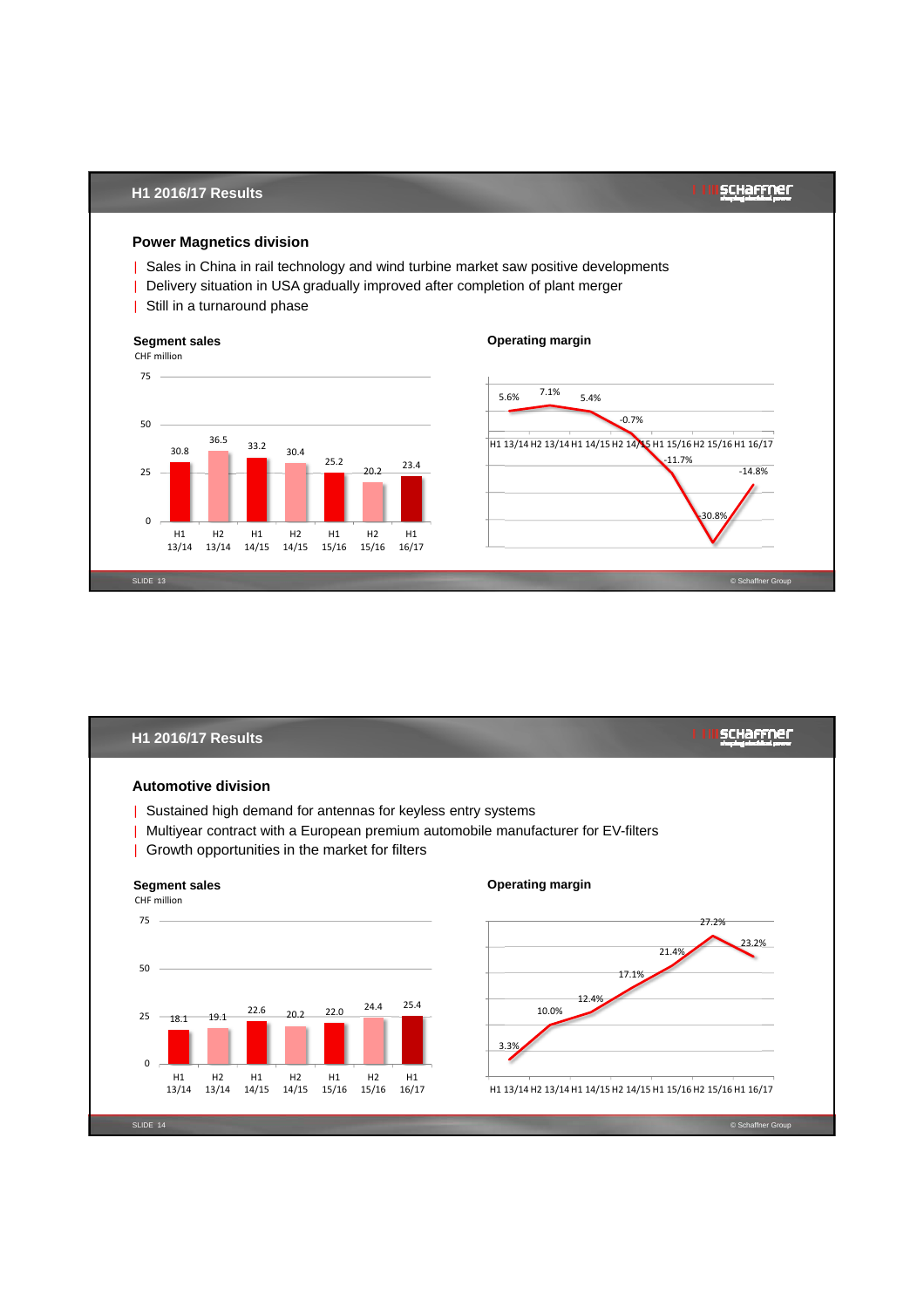## H1 2016/17 Results

### Power Magnetics division

- Sales in China in rail technology and wind turbine market saw positive developments
- Delivery situation in USA gradually improved after completion of plant merger
- Still in a turnaround phase

**Segment sales**
CHF million

| Period | Sales |
|---|---|
| H1 13/14 | 30.8 |
| H2 13/14 | 36.5 |
| H1 14/15 | 33.2 |
| H2 14/15 | 30.4 |
| H1 15/16 | 25.2 |
| H2 15/16 | 20.2 |
| H1 16/17 | 23.4 |

**Operating margin**

| Period | Margin |
|---|---|
| H1 13/14 | 5.6% |
| H2 13/14 | 7.1% |
| H1 14/15 | 5.4% |
| H2 14/15 | -0.7% |
| H1 15/16 | -11.7% |
| H2 15/16 | -30.8% |
| H1 16/17 | -14.8% |

## H1 2016/17 Results

### Automotive division

- Sustained high demand for antennas for keyless entry systems
- Multiyear contract with a European premium automobile manufacturer for EV-filters
- Growth opportunities in the market for filters

**Segment sales**
CHF million

| Period | Sales |
|---|---|
| H1 13/14 | 18.1 |
| H2 13/14 | 19.1 |
| H1 14/15 | 22.6 |
| H2 14/15 | 20.2 |
| H1 15/16 | 22.0 |
| H2 15/16 | 24.4 |
| H1 16/17 | 25.4 |

**Operating margin**

| Period | Margin |
|---|---|
| H1 13/14 | 3.3% |
| H2 13/14 | 10.0% |
| H1 14/15 | 12.4% |
| H2 14/15 | 17.1% |
| H1 15/16 | 21.4% |
| H2 15/16 | 27.2% |
| H1 16/17 | 23.2% |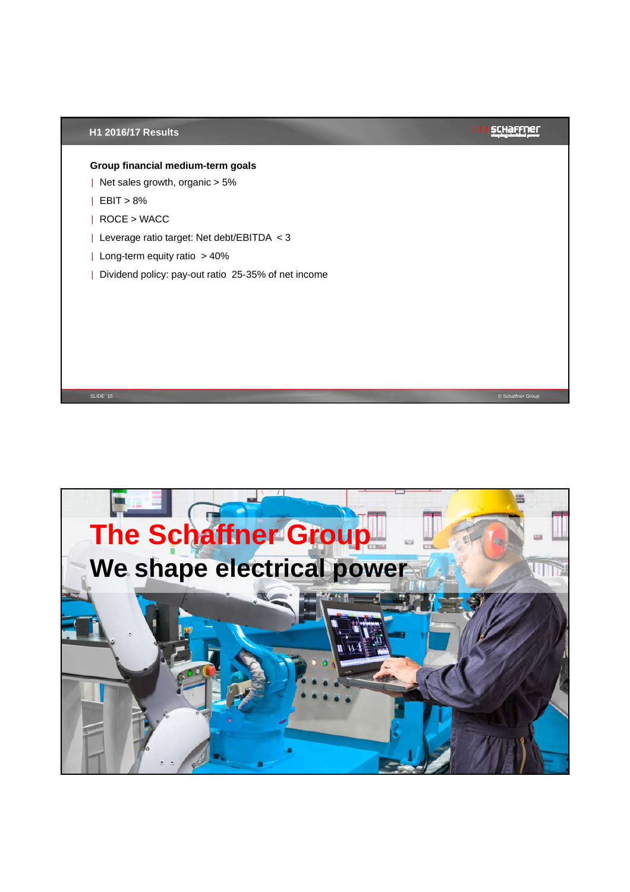## H1 2016/17 Results

**Group financial medium-term goals**

- Net sales growth, organic > 5%
- EBIT > 8%
- ROCE > WACC
- Leverage ratio target: Net debt/EBITDA < 3
- Long-term equity ratio > 40%
- Dividend policy: pay-out ratio 25-35% of net income

# The Schaffner Group

## We shape electrical power